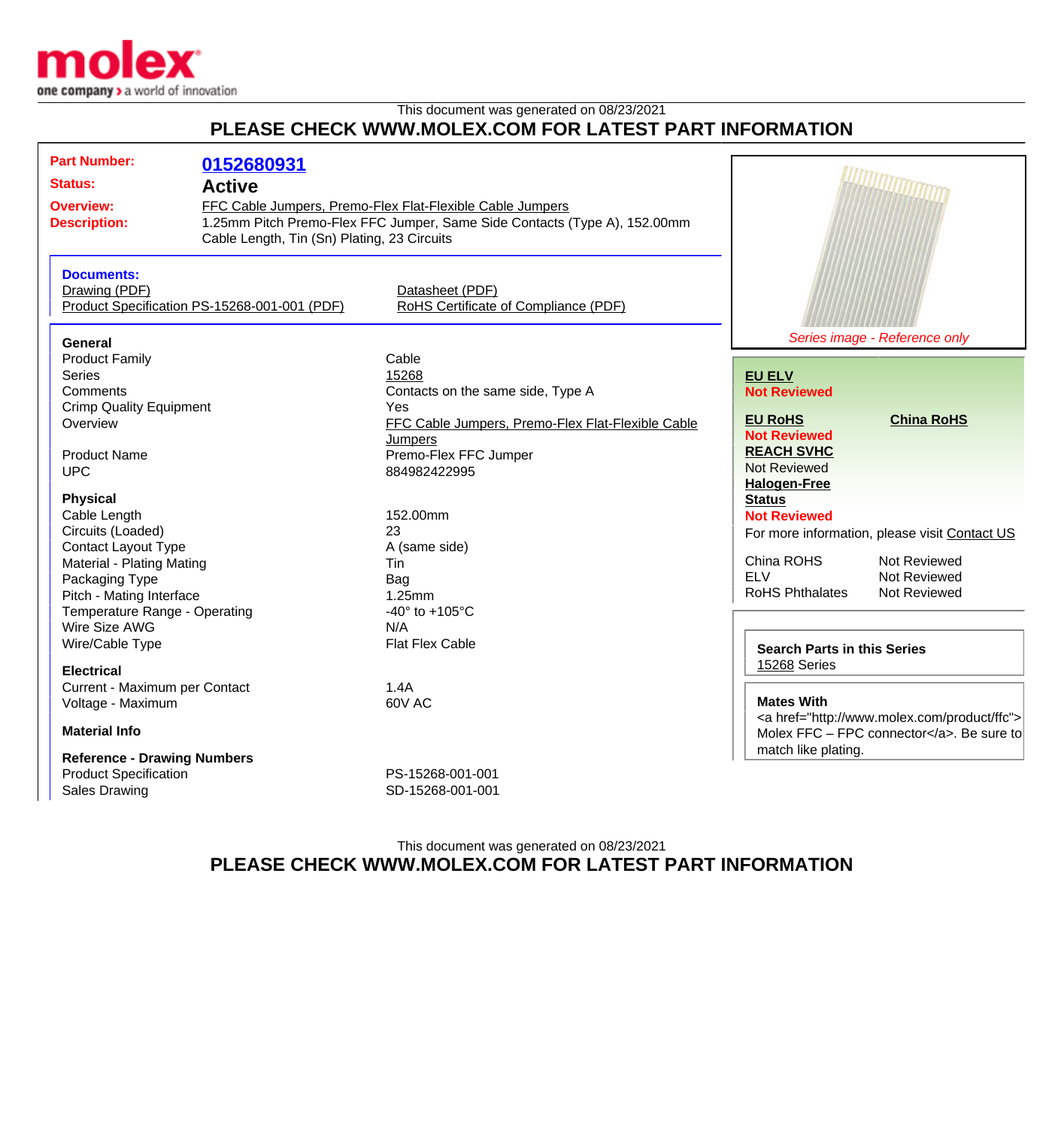This document was generated on 08/23/2021

## PLEASE CHECK WWW.MOLEX.COM FOR LATEST PART INFORMATION

**Part Number:** 0152680931

**Status:** Active

**Overview:** FFC Cable Jumpers, Premo-Flex Flat-Flexible Cable Jumpers

**Description:** 1.25mm Pitch Premo-Flex FFC Jumper, Same Side Contacts (Type A), 152.00mm Cable Length, Tin (Sn) Plating, 23 Circuits

**Documents:**

- Drawing (PDF)
- Datasheet (PDF)
- Product Specification PS-15268-001-001 (PDF)
- RoHS Certificate of Compliance (PDF)

### General

| | |
|---|---|
| Product Family | Cable |
| Series | 15268 |
| Comments | Contacts on the same side, Type A |
| Crimp Quality Equipment | Yes |
| Overview | FFC Cable Jumpers, Premo-Flex Flat-Flexible Cable Jumpers |
| Product Name | Premo-Flex FFC Jumper |
| UPC | 884982422995 |

### Physical

| | |
|---|---|
| Cable Length | 152.00mm |
| Circuits (Loaded) | 23 |
| Contact Layout Type | A (same side) |
| Material - Plating Mating | Tin |
| Packaging Type | Bag |
| Pitch - Mating Interface | 1.25mm |
| Temperature Range - Operating | -40° to +105°C |
| Wire Size AWG | N/A |
| Wire/Cable Type | Flat Flex Cable |

### Electrical

| | |
|---|---|
| Current - Maximum per Contact | 1.4A |
| Voltage - Maximum | 60V AC |

### Material Info

### Reference - Drawing Numbers

| | |
|---|---|
| Product Specification | PS-15268-001-001 |
| Sales Drawing | SD-15268-001-001 |

*Series image - Reference only*

**EU ELV**
Not Reviewed

**EU RoHS**
Not Reviewed

**China RoHS**

**REACH SVHC**
Not Reviewed

**Halogen-Free Status**
Not Reviewed

For more information, please visit Contact US

| | |
|---|---|
| China ROHS | Not Reviewed |
| ELV | Not Reviewed |
| RoHS Phthalates | Not Reviewed |

**Search Parts in this Series**
15268 Series

**Mates With**
<a href="http://www.molex.com/product/ffc"> Molex FFC – FPC connector</a>. Be sure to match like plating.

This document was generated on 08/23/2021

## PLEASE CHECK WWW.MOLEX.COM FOR LATEST PART INFORMATION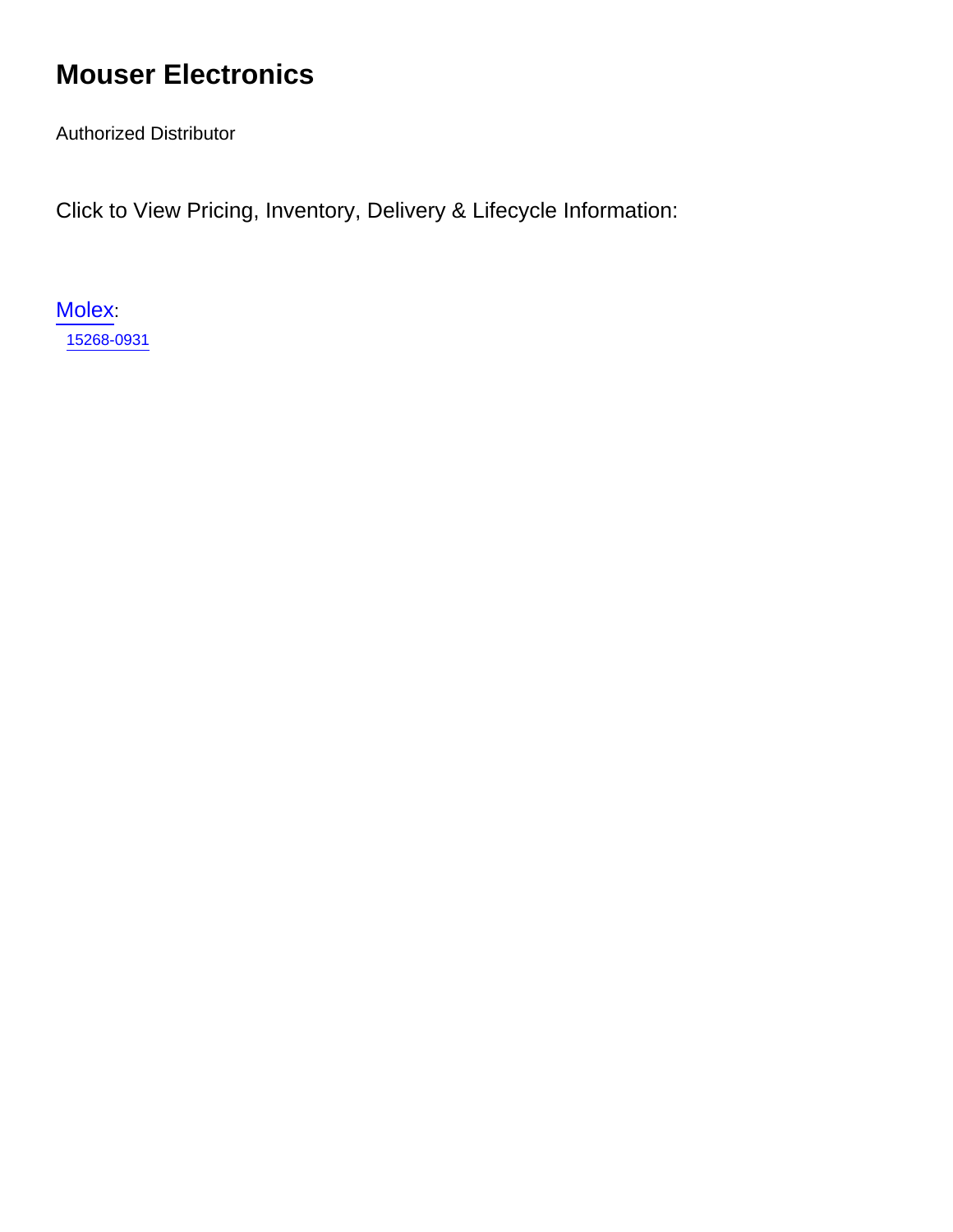# Mouser Electronics

Authorized Distributor

Click to View Pricing, Inventory, Delivery & Lifecycle Information:

Molex:

15268-0931